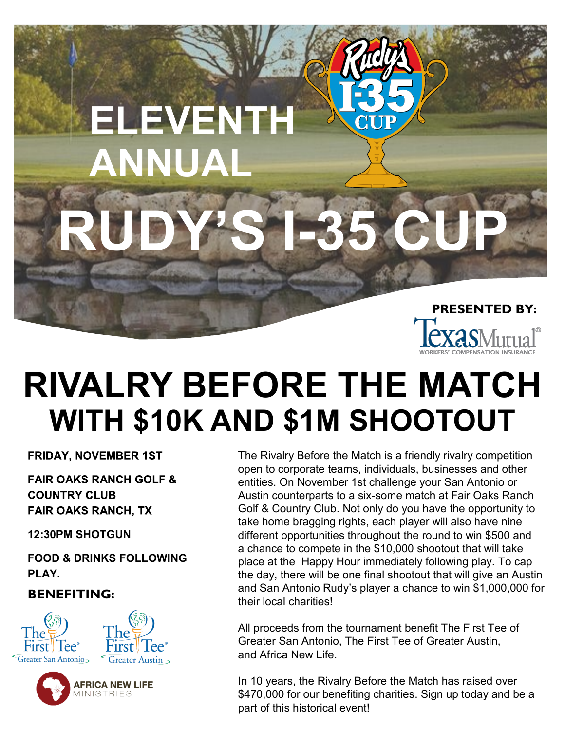# ELEVENTH ANNUAL

# RUDY'S I-35 CUP

PRESENTED BY: Texas Mutual Workers' Compensation Insurance

# RIVALRY BEFORE THE MATCH

## WITH $10K AND $1M SHOOTOUT

**FRIDAY, NOVEMBER 1ST**

**FAIR OAKS RANCH GOLF & COUNTRY CLUB**
**FAIR OAKS RANCH, TX**

**12:30PM SHOTGUN**

**FOOD & DRINKS FOLLOWING PLAY.**

**BENEFITING:**

The First Tee Greater San Antonio

The First Tee Greater Austin

Africa New Life Ministries

The Rivalry Before the Match is a friendly rivalry competition open to corporate teams, individuals, businesses and other entities. On November 1st challenge your San Antonio or Austin counterparts to a six-some match at Fair Oaks Ranch Golf & Country Club. Not only do you have the opportunity to take home bragging rights, each player will also have nine different opportunities throughout the round to win $500 and a chance to compete in the $10,000 shootout that will take place at the Happy Hour immediately following play. To cap the day, there will be one final shootout that will give an Austin and San Antonio Rudy's player a chance to win $1,000,000 for their local charities!

All proceeds from the tournament benefit The First Tee of Greater San Antonio, The First Tee of Greater Austin, and Africa New Life.

In 10 years, the Rivalry Before the Match has raised over $470,000 for our benefiting charities. Sign up today and be a part of this historical event!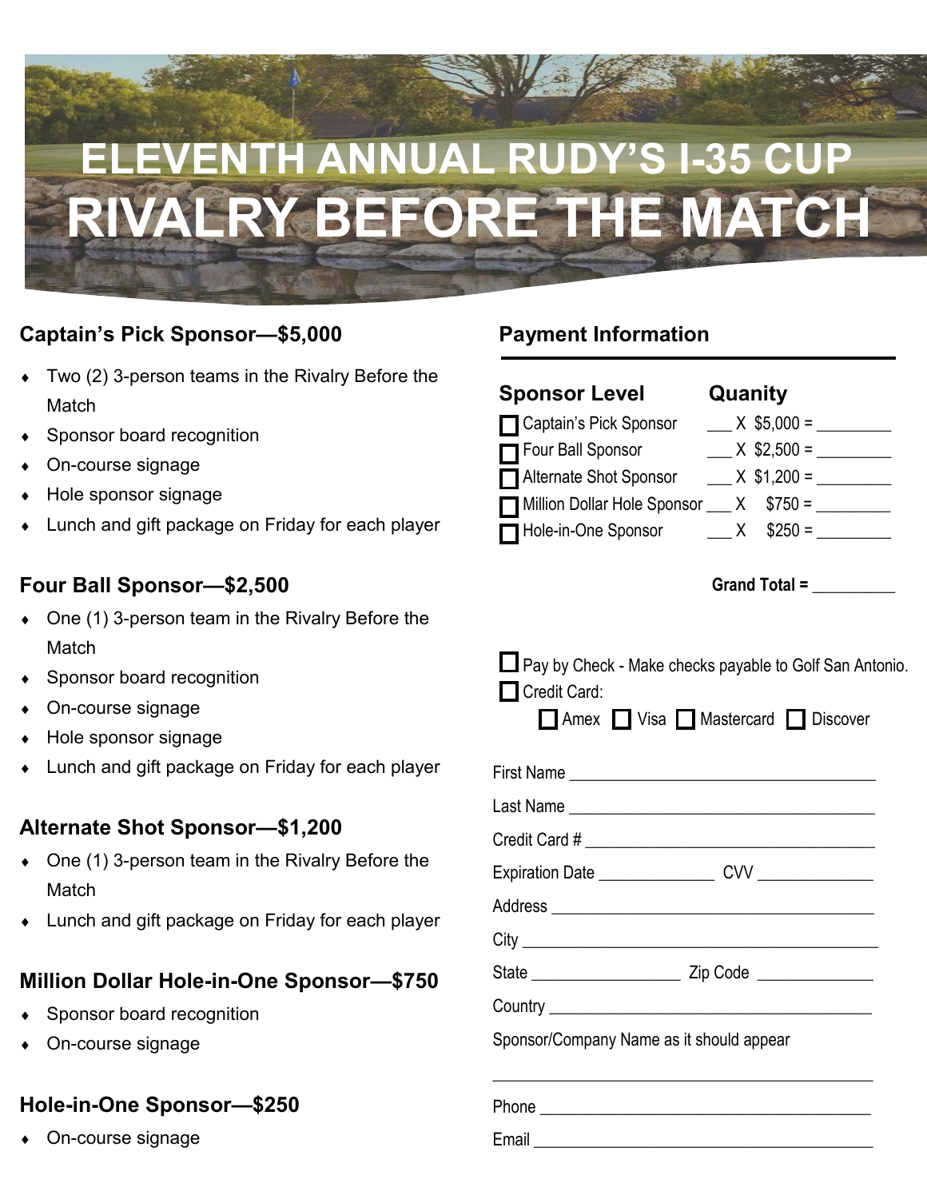# ELEVENTH ANNUAL RUDY'S I-35 CUP

# RIVALRY BEFORE THE MATCH

## Captain's Pick Sponsor—$5,000

- Two (2) 3-person teams in the Rivalry Before the Match
- Sponsor board recognition
- On-course signage
- Hole sponsor signage
- Lunch and gift package on Friday for each player

## Four Ball Sponsor—$2,500

- One (1) 3-person team in the Rivalry Before the Match
- Sponsor board recognition
- On-course signage
- Hole sponsor signage
- Lunch and gift package on Friday for each player

## Alternate Shot Sponsor—$1,200

- One (1) 3-person team in the Rivalry Before the Match
- Lunch and gift package on Friday for each player

## Million Dollar Hole-in-One Sponsor—$750

- Sponsor board recognition
- On-course signage

## Hole-in-One Sponsor—$250

- On-course signage

## Payment Information

| Sponsor Level | Quanity |
| --- | --- |
| ☐ Captain's Pick Sponsor | ___ X $5,000 = ________ |
| ☐ Four Ball Sponsor | ___ X $2,500 = ________ |
| ☐ Alternate Shot Sponsor | ___ X $1,200 = ________ |
| ☐ Million Dollar Hole Sponsor | ___ X $750 = ________ |
| ☐ Hole-in-One Sponsor | ___ X $250 = ________ |

**Grand Total =** __________

☐ Pay by Check - Make checks payable to Golf San Antonio.

☐ Credit Card:

☐ Amex ☐ Visa ☐ Mastercard ☐ Discover

First Name ________________________________

Last Name ________________________________

Credit Card # ________________________________

Expiration Date ______________ CVV ______________

Address ________________________________

City ________________________________

State _________________ Zip Code ______________

Country ________________________________

Sponsor/Company Name as it should appear

________________________________

Phone ________________________________

Email ________________________________